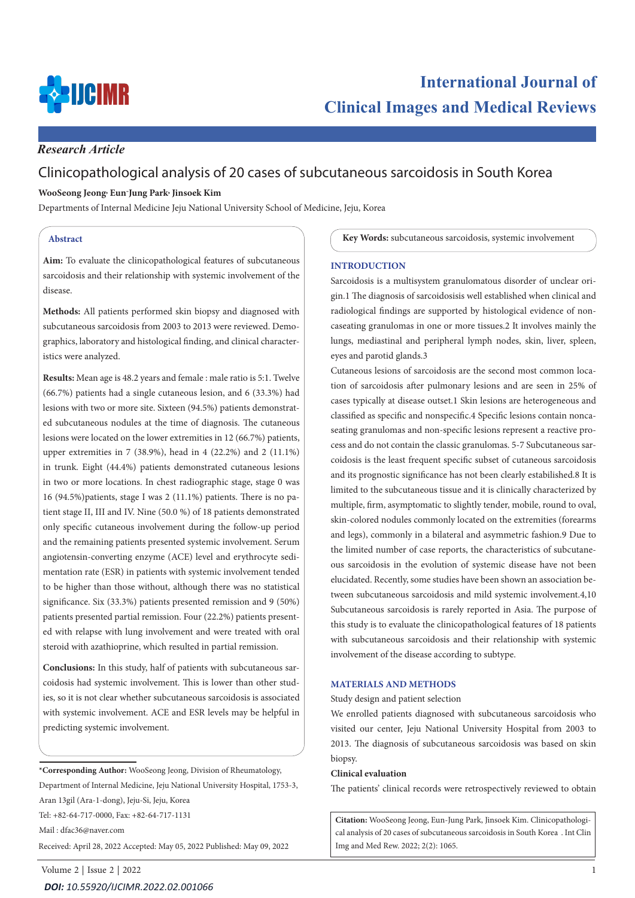# International Journal of Clinical Images and Medical Reviews

*Research Article*

## Clinicopathological analysis of 20 cases of subcutaneous sarcoidosis in South Korea

**WooSeong Jeong, Eun-Jung Park, Jinsoek Kim**

Departments of Internal Medicine Jeju National University School of Medicine, Jeju, Korea

### Abstract

**Aim:** To evaluate the clinicopathological features of subcutaneous sarcoidosis and their relationship with systemic involvement of the disease.

**Methods:** All patients performed skin biopsy and diagnosed with subcutaneous sarcoidosis from 2003 to 2013 were reviewed. Demographics, laboratory and histological finding, and clinical characteristics were analyzed.

**Results:** Mean age is 48.2 years and female : male ratio is 5:1. Twelve (66.7%) patients had a single cutaneous lesion, and 6 (33.3%) had lesions with two or more site. Sixteen (94.5%) patients demonstrated subcutaneous nodules at the time of diagnosis. The cutaneous lesions were located on the lower extremities in 12 (66.7%) patients, upper extremities in 7 (38.9%), head in 4 (22.2%) and 2 (11.1%) in trunk. Eight (44.4%) patients demonstrated cutaneous lesions in two or more locations. In chest radiographic stage, stage 0 was 16 (94.5%)patients, stage I was 2 (11.1%) patients. There is no patient stage II, III and IV. Nine (50.0 %) of 18 patients demonstrated only specific cutaneous involvement during the follow-up period and the remaining patients presented systemic involvement. Serum angiotensin-converting enzyme (ACE) level and erythrocyte sedimentation rate (ESR) in patients with systemic involvement tended to be higher than those without, although there was no statistical significance. Six (33.3%) patients presented remission and 9 (50%) patients presented partial remission. Four (22.2%) patients presented with relapse with lung involvement and were treated with oral steroid with azathioprine, which resulted in partial remission.

**Conclusions:** In this study, half of patients with subcutaneous sarcoidosis had systemic involvement. This is lower than other studies, so it is not clear whether subcutaneous sarcoidosis is associated with systemic involvement. ACE and ESR levels may be helpful in predicting systemic involvement.

**Key Words:** subcutaneous sarcoidosis, systemic involvement

*Corresponding Author: WooSeong Jeong, Division of Rheumatology, Department of Internal Medicine, Jeju National University Hospital, 1753-3, Aran 13gil (Ara-1-dong), Jeju-Si, Jeju, Korea

Tel: +82-64-717-0000, Fax: +82-64-717-1131

Mail : dfac36@naver.com

Received: April 28, 2022 Accepted: May 05, 2022 Published: May 09, 2022

### INTRODUCTION

Sarcoidosis is a multisystem granulomatous disorder of unclear origin.1 The diagnosis of sarcoidosisis well established when clinical and radiological findings are supported by histological evidence of noncaseating granulomas in one or more tissues.2 It involves mainly the lungs, mediastinal and peripheral lymph nodes, skin, liver, spleen, eyes and parotid glands.3

Cutaneous lesions of sarcoidosis are the second most common location of sarcoidosis after pulmonary lesions and are seen in 25% of cases typically at disease outset.1 Skin lesions are heterogeneous and classified as specific and nonspecific.4 Specific lesions contain noncaseating granulomas and non-specific lesions represent a reactive process and do not contain the classic granulomas. 5-7 Subcutaneous sarcoidosis is the least frequent specific subset of cutaneous sarcoidosis and its prognostic significance has not been clearly estabilished.8 It is limited to the subcutaneous tissue and it is clinically characterized by multiple, firm, asymptomatic to slightly tender, mobile, round to oval, skin-colored nodules commonly located on the extremities (forearms and legs), commonly in a bilateral and asymmetric fashion.9 Due to the limited number of case reports, the characteristics of subcutaneous sarcoidosis in the evolution of systemic disease have not been elucidated. Recently, some studies have been shown an association between subcutaneous sarcoidosis and mild systemic involvement.4,10 Subcutaneous sarcoidosis is rarely reported in Asia. The purpose of this study is to evaluate the clinicopathological features of 18 patients with subcutaneous sarcoidosis and their relationship with systemic involvement of the disease according to subtype.

### MATERIALS AND METHODS

Study design and patient selection

We enrolled patients diagnosed with subcutaneous sarcoidosis who visited our center, Jeju National University Hospital from 2003 to 2013. The diagnosis of subcutaneous sarcoidosis was based on skin biopsy.

**Clinical evaluation**

The patients' clinical records were retrospectively reviewed to obtain

**Citation:** WooSeong Jeong, Eun-Jung Park, Jinsoek Kim. Clinicopathological analysis of 20 cases of subcutaneous sarcoidosis in South Korea . Int Clin Img and Med Rew. 2022; 2(2): 1065.

***DOI:** 10.55920/IJCIMR.2022.02.001066*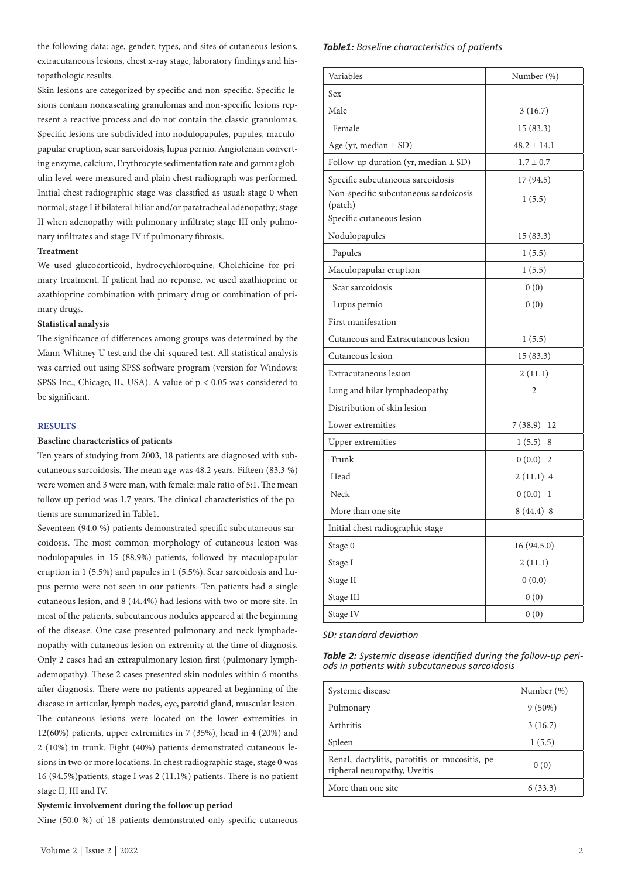the following data: age, gender, types, and sites of cutaneous lesions, extracutaneous lesions, chest x-ray stage, laboratory findings and histopathologic results.

Skin lesions are categorized by specific and non-specific. Specific lesions contain noncaseating granulomas and non-specific lesions represent a reactive process and do not contain the classic granulomas. Specific lesions are subdivided into nodulopapules, papules, maculopapular eruption, scar sarcoidosis, lupus pernio. Angiotensin converting enzyme, calcium, Erythrocyte sedimentation rate and gammaglobulin level were measured and plain chest radiograph was performed. Initial chest radiographic stage was classified as usual: stage 0 when normal; stage I if bilateral hiliar and/or paratracheal adenopathy; stage II when adenopathy with pulmonary infiltrate; stage III only pulmonary infiltrates and stage IV if pulmonary fibrosis.

**Treatment**

We used glucocorticoid, hydrocychloroquine, Cholchicine for primary treatment. If patient had no reponse, we used azathioprine or azathioprine combination with primary drug or combination of primary drugs.

**Statistical analysis**

The significance of differences among groups was determined by the Mann-Whitney U test and the chi-squared test. All statistical analysis was carried out using SPSS software program (version for Windows: SPSS Inc., Chicago, IL, USA). A value of $p < 0.05$ was considered to be significant.

## RESULTS

**Baseline characteristics of patients**

Ten years of studying from 2003, 18 patients are diagnosed with subcutaneous sarcoidosis. The mean age was 48.2 years. Fifteen (83.3 %) were women and 3 were man, with female: male ratio of 5:1. The mean follow up period was 1.7 years. The clinical characteristics of the patients are summarized in Table1.

Seventeen (94.0 %) patients demonstrated specific subcutaneous sarcoidosis. The most common morphology of cutaneous lesion was nodulopapules in 15 (88.9%) patients, followed by maculopapular eruption in 1 (5.5%) and papules in 1 (5.5%). Scar sarcoidosis and Lupus pernio were not seen in our patients. Ten patients had a single cutaneous lesion, and 8 (44.4%) had lesions with two or more site. In most of the patients, subcutaneous nodules appeared at the beginning of the disease. One case presented pulmonary and neck lymphadenopathy with cutaneous lesion on extremity at the time of diagnosis. Only 2 cases had an extrapulmonary lesion first (pulmonary lymphadenopathy). These 2 cases presented skin nodules within 6 months after diagnosis. There were no patients appeared at beginning of the disease in articular, lymph nodes, eye, parotid gland, muscular lesion. The cutaneous lesions were located on the lower extremities in 12(60%) patients, upper extremities in 7 (35%), head in 4 (20%) and 2 (10%) in trunk. Eight (40%) patients demonstrated cutaneous lesions in two or more locations. In chest radiographic stage, stage 0 was 16 (94.5%)patients, stage I was 2 (11.1%) patients. There is no patient stage II, III and IV.

**Systemic involvement during the follow up period**

Nine (50.0 %) of 18 patients demonstrated only specific cutaneous

***Table1:*** *Baseline characteristics of patients*

| Variables | Number (%) |
|---|---|
| Sex | |
| Male | 3 (16.7) |
| Female | 15 (83.3) |
| Age (yr, median ± SD) | 48.2 ± 14.1 |
| Follow-up duration (yr, median ± SD) | 1.7 ± 0.7 |
| Specific subcutaneous sarcoidosis | 17 (94.5) |
| Non-specific subcutaneous sardoicosis (patch) | 1 (5.5) |
| Specific cutaneous lesion | |
| Nodulopapules | 15 (83.3) |
| Papules | 1 (5.5) |
| Maculopapular eruption | 1 (5.5) |
| Scar sarcoidosis | 0 (0) |
| Lupus pernio | 0 (0) |
| First manifesation | |
| Cutaneous and Extracutaneous lesion | 1 (5.5) |
| Cutaneous lesion | 15 (83.3) |
| Extracutaneous lesion | 2 (11.1) |
| Lung and hilar lymphadeopathy | 2 |
| Distribution of skin lesion | |
| Lower extremities | 7 (38.9) 12 |
| Upper extremities | 1 (5.5) 8 |
| Trunk | 0 (0.0) 2 |
| Head | 2 (11.1) 4 |
| Neck | 0 (0.0) 1 |
| More than one site | 8 (44.4) 8 |
| Initial chest radiographic stage | |
| Stage 0 | 16 (94.5.0) |
| Stage I | 2 (11.1) |
| Stage II | 0 (0.0) |
| Stage III | 0 (0) |
| Stage IV | 0 (0) |

*SD: standard deviation*

***Table 2:*** *Systemic disease identified during the follow-up periods in patients with subcutaneous sarcoidosis*

| Systemic disease | Number (%) |
|---|---|
| Pulmonary | 9 (50%) |
| Arthritis | 3 (16.7) |
| Spleen | 1 (5.5) |
| Renal, dactylitis, parotitis or mucositis, peripheral neuropathy, Uveitis | 0 (0) |
| More than one site | 6 (33.3) |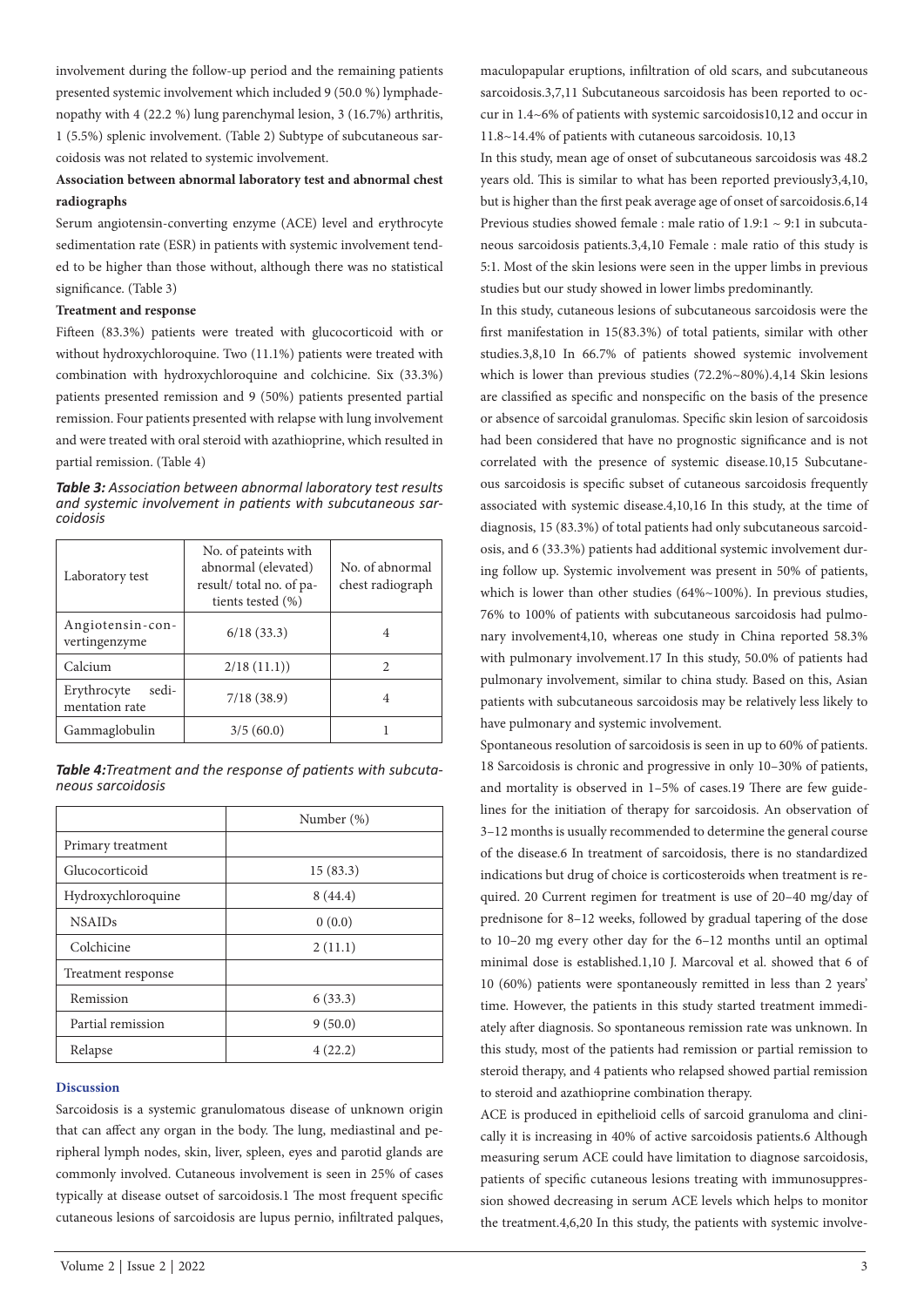involvement during the follow-up period and the remaining patients presented systemic involvement which included 9 (50.0 %) lymphadenopathy with 4 (22.2 %) lung parenchymal lesion, 3 (16.7%) arthritis, 1 (5.5%) splenic involvement. (Table 2) Subtype of subcutaneous sarcoidosis was not related to systemic involvement.

**Association between abnormal laboratory test and abnormal chest radiographs**

Serum angiotensin-converting enzyme (ACE) level and erythrocyte sedimentation rate (ESR) in patients with systemic involvement tended to be higher than those without, although there was no statistical significance. (Table 3)

**Treatment and response**

Fifteen (83.3%) patients were treated with glucocorticoid with or without hydroxychloroquine. Two (11.1%) patients were treated with combination with hydroxychloroquine and colchicine. Six (33.3%) patients presented remission and 9 (50%) patients presented partial remission. Four patients presented with relapse with lung involvement and were treated with oral steroid with azathioprine, which resulted in partial remission. (Table 4)

***Table 3:*** *Association between abnormal laboratory test results and systemic involvement in patients with subcutaneous sarcoidosis*

| Laboratory test | No. of pateints with abnormal (elevated) result/ total no. of patients tested (%) | No. of abnormal chest radiograph |
|---|---|---|
| Angiotensin-convertingenzyme | 6/18 (33.3) | 4 |
| Calcium | 2/18 (11.1)) | 2 |
| Erythrocyte sedimentation rate | 7/18 (38.9) | 4 |
| Gammaglobulin | 3/5 (60.0) | 1 |

***Table 4:*** *Treatment and the response of patients with subcutaneous sarcoidosis*

| | Number (%) |
|---|---|
| Primary treatment | |
| Glucocorticoid | 15 (83.3) |
| Hydroxychloroquine | 8 (44.4) |
| NSAIDs | 0 (0.0) |
| Colchicine | 2 (11.1) |
| Treatment response | |
| Remission | 6 (33.3) |
| Partial remission | 9 (50.0) |
| Relapse | 4 (22.2) |

## Discussion

Sarcoidosis is a systemic granulomatous disease of unknown origin that can affect any organ in the body. The lung, mediastinal and peripheral lymph nodes, skin, liver, spleen, eyes and parotid glands are commonly involved. Cutaneous involvement is seen in 25% of cases typically at disease outset of sarcoidosis.[1] The most frequent specific cutaneous lesions of sarcoidosis are lupus pernio, infiltrated palques, maculopapular eruptions, infiltration of old scars, and subcutaneous sarcoidosis.[3,7,11] Subcutaneous sarcoidosis has been reported to occur in 1.4~6% of patients with systemic sarcoidosis[10,12] and occur in 11.8~14.4% of patients with cutaneous sarcoidosis. [10,13]

In this study, mean age of onset of subcutaneous sarcoidosis was 48.2 years old. This is similar to what has been reported previously[3,4,10], but is higher than the first peak average age of onset of sarcoidosis.[6,14] Previous studies showed female : male ratio of 1.9:1 ~ 9:1 in subcutaneous sarcoidosis patients.[3,4,10] Female : male ratio of this study is 5:1. Most of the skin lesions were seen in the upper limbs in previous studies but our study showed in lower limbs predominantly.

In this study, cutaneous lesions of subcutaneous sarcoidosis were the first manifestation in 15(83.3%) of total patients, similar with other studies.[3,8,10] In 66.7% of patients showed systemic involvement which is lower than previous studies (72.2%~80%).[4,14] Skin lesions are classified as specific and nonspecific on the basis of the presence or absence of sarcoidal granulomas. Specific skin lesion of sarcoidosis had been considered that have no prognostic significance and is not correlated with the presence of systemic disease.[10,15] Subcutaneous sarcoidosis is specific subset of cutaneous sarcoidosis frequently associated with systemic disease.[4,10,16] In this study, at the time of diagnosis, 15 (83.3%) of total patients had only subcutaneous sarcoidosis, and 6 (33.3%) patients had additional systemic involvement during follow up. Systemic involvement was present in 50% of patients, which is lower than other studies (64%~100%). In previous studies, 76% to 100% of patients with subcutaneous sarcoidosis had pulmonary involvement[4,10], whereas one study in China reported 58.3% with pulmonary involvement.[17] In this study, 50.0% of patients had pulmonary involvement, similar to china study. Based on this, Asian patients with subcutaneous sarcoidosis may be relatively less likely to have pulmonary and systemic involvement.

Spontaneous resolution of sarcoidosis is seen in up to 60% of patients.[18] Sarcoidosis is chronic and progressive in only 10–30% of patients, and mortality is observed in 1–5% of cases.[19] There are few guidelines for the initiation of therapy for sarcoidosis. An observation of 3–12 months is usually recommended to determine the general course of the disease.[6] In treatment of sarcoidosis, there is no standardized indications but drug of choice is corticosteroids when treatment is required. [20] Current regimen for treatment is use of 20–40 mg/day of prednisone for 8–12 weeks, followed by gradual tapering of the dose to 10–20 mg every other day for the 6–12 months until an optimal minimal dose is established.[1,10] J. Marcoval et al. showed that 6 of 10 (60%) patients were spontaneously remitted in less than 2 years' time. However, the patients in this study started treatment immediately after diagnosis. So spontaneous remission rate was unknown. In this study, most of the patients had remission or partial remission to steroid therapy, and 4 patients who relapsed showed partial remission to steroid and azathioprine combination therapy.

ACE is produced in epithelioid cells of sarcoid granuloma and clinically it is increasing in 40% of active sarcoidosis patients.[6] Although measuring serum ACE could have limitation to diagnose sarcoidosis, patients of specific cutaneous lesions treating with immunosuppression showed decreasing in serum ACE levels which helps to monitor the treatment.[4,6,20] In this study, the patients with systemic involve-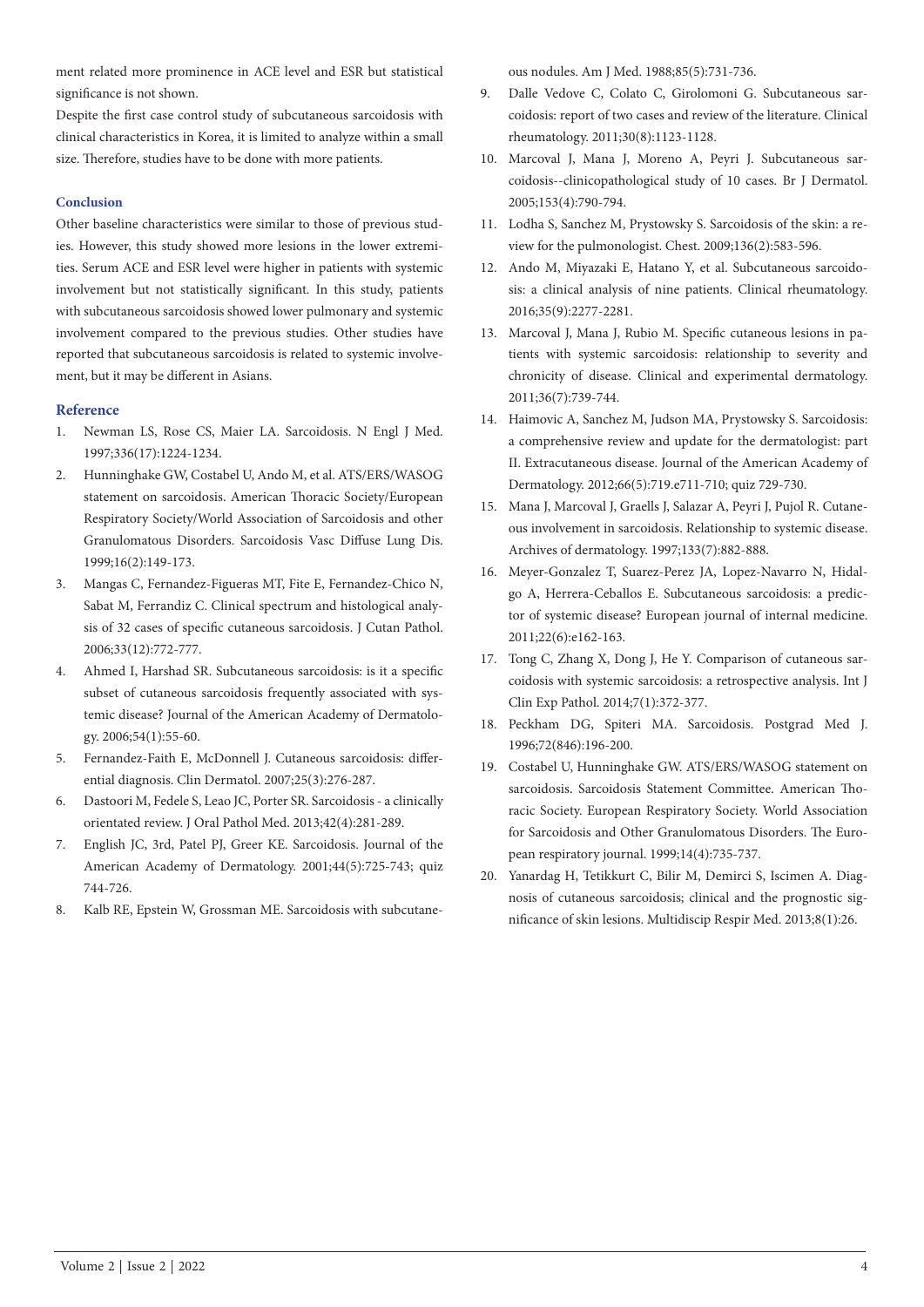ment related more prominence in ACE level and ESR but statistical significance is not shown.

Despite the first case control study of subcutaneous sarcoidosis with clinical characteristics in Korea, it is limited to analyze within a small size. Therefore, studies have to be done with more patients.

## Conclusion

Other baseline characteristics were similar to those of previous studies. However, this study showed more lesions in the lower extremities. Serum ACE and ESR level were higher in patients with systemic involvement but not statistically significant. In this study, patients with subcutaneous sarcoidosis showed lower pulmonary and systemic involvement compared to the previous studies. Other studies have reported that subcutaneous sarcoidosis is related to systemic involvement, but it may be different in Asians.

## Reference

1. Newman LS, Rose CS, Maier LA. Sarcoidosis. N Engl J Med. 1997;336(17):1224-1234.
2. Hunninghake GW, Costabel U, Ando M, et al. ATS/ERS/WASOG statement on sarcoidosis. American Thoracic Society/European Respiratory Society/World Association of Sarcoidosis and other Granulomatous Disorders. Sarcoidosis Vasc Diffuse Lung Dis. 1999;16(2):149-173.
3. Mangas C, Fernandez-Figueras MT, Fite E, Fernandez-Chico N, Sabat M, Ferrandiz C. Clinical spectrum and histological analysis of 32 cases of specific cutaneous sarcoidosis. J Cutan Pathol. 2006;33(12):772-777.
4. Ahmed I, Harshad SR. Subcutaneous sarcoidosis: is it a specific subset of cutaneous sarcoidosis frequently associated with systemic disease? Journal of the American Academy of Dermatology. 2006;54(1):55-60.
5. Fernandez-Faith E, McDonnell J. Cutaneous sarcoidosis: differential diagnosis. Clin Dermatol. 2007;25(3):276-287.
6. Dastoori M, Fedele S, Leao JC, Porter SR. Sarcoidosis - a clinically orientated review. J Oral Pathol Med. 2013;42(4):281-289.
7. English JC, 3rd, Patel PJ, Greer KE. Sarcoidosis. Journal of the American Academy of Dermatology. 2001;44(5):725-743; quiz 744-726.
8. Kalb RE, Epstein W, Grossman ME. Sarcoidosis with subcutaneous nodules. Am J Med. 1988;85(5):731-736.
9. Dalle Vedove C, Colato C, Girolomoni G. Subcutaneous sarcoidosis: report of two cases and review of the literature. Clinical rheumatology. 2011;30(8):1123-1128.
10. Marcoval J, Mana J, Moreno A, Peyri J. Subcutaneous sarcoidosis--clinicopathological study of 10 cases. Br J Dermatol. 2005;153(4):790-794.
11. Lodha S, Sanchez M, Prystowsky S. Sarcoidosis of the skin: a review for the pulmonologist. Chest. 2009;136(2):583-596.
12. Ando M, Miyazaki E, Hatano Y, et al. Subcutaneous sarcoidosis: a clinical analysis of nine patients. Clinical rheumatology. 2016;35(9):2277-2281.
13. Marcoval J, Mana J, Rubio M. Specific cutaneous lesions in patients with systemic sarcoidosis: relationship to severity and chronicity of disease. Clinical and experimental dermatology. 2011;36(7):739-744.
14. Haimovic A, Sanchez M, Judson MA, Prystowsky S. Sarcoidosis: a comprehensive review and update for the dermatologist: part II. Extracutaneous disease. Journal of the American Academy of Dermatology. 2012;66(5):719.e711-710; quiz 729-730.
15. Mana J, Marcoval J, Graells J, Salazar A, Peyri J, Pujol R. Cutaneous involvement in sarcoidosis. Relationship to systemic disease. Archives of dermatology. 1997;133(7):882-888.
16. Meyer-Gonzalez T, Suarez-Perez JA, Lopez-Navarro N, Hidalgo A, Herrera-Ceballos E. Subcutaneous sarcoidosis: a predictor of systemic disease? European journal of internal medicine. 2011;22(6):e162-163.
17. Tong C, Zhang X, Dong J, He Y. Comparison of cutaneous sarcoidosis with systemic sarcoidosis: a retrospective analysis. Int J Clin Exp Pathol. 2014;7(1):372-377.
18. Peckham DG, Spiteri MA. Sarcoidosis. Postgrad Med J. 1996;72(846):196-200.
19. Costabel U, Hunninghake GW. ATS/ERS/WASOG statement on sarcoidosis. Sarcoidosis Statement Committee. American Thoracic Society. European Respiratory Society. World Association for Sarcoidosis and Other Granulomatous Disorders. The European respiratory journal. 1999;14(4):735-737.
20. Yanardag H, Tetikkurt C, Bilir M, Demirci S, Iscimen A. Diagnosis of cutaneous sarcoidosis; clinical and the prognostic significance of skin lesions. Multidiscip Respir Med. 2013;8(1):26.